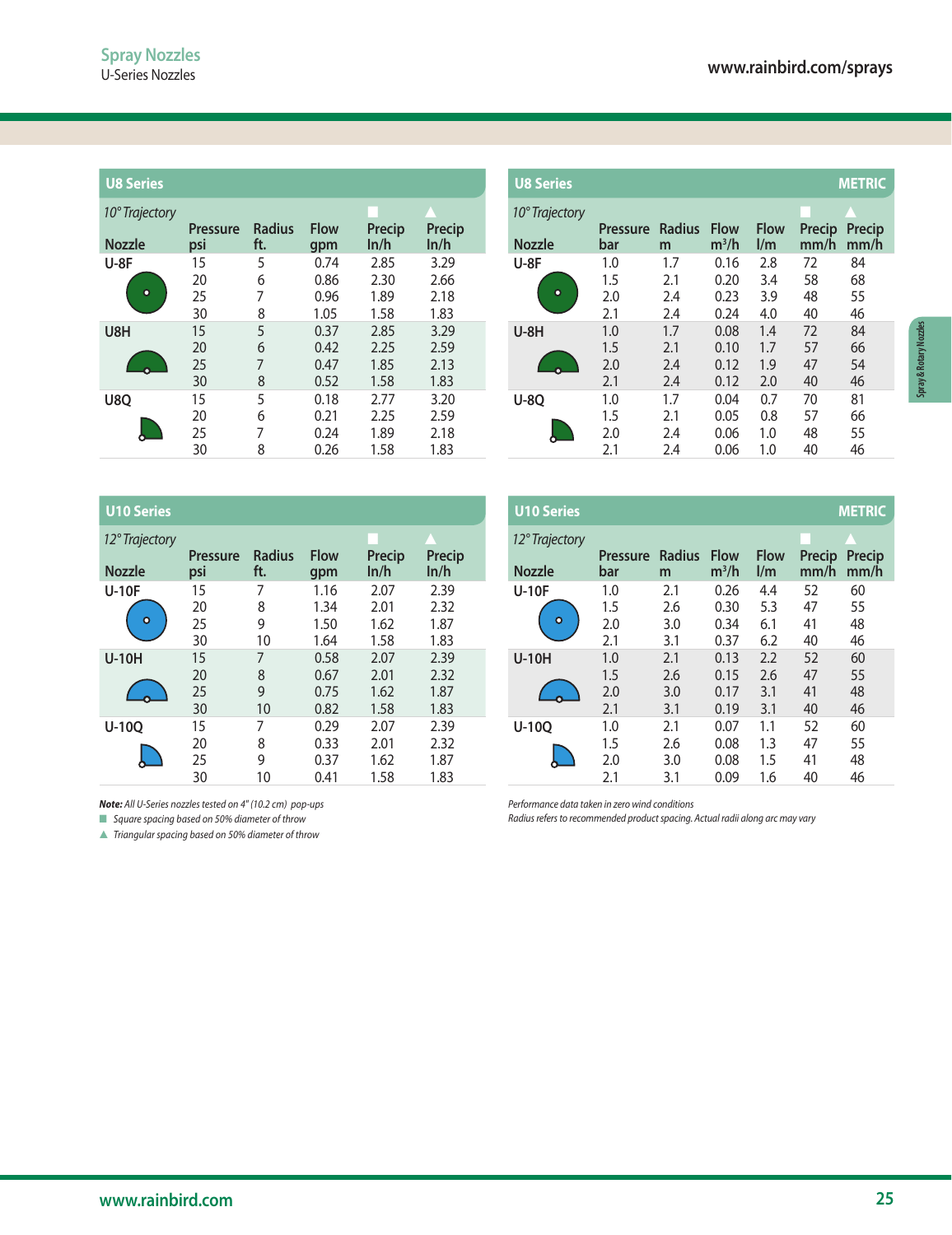# Spray Nozzles

U-Series Nozzles

## U8 Series

*10° Trajectory*

| Nozzle | Pressure psi | Radius ft. | Flow gpm | ■ Precip In/h | ▲ Precip In/h |
|---|---|---|---|---|---|
| U-8F | 15 | 5 | 0.74 | 2.85 | 3.29 |
| | 20 | 6 | 0.86 | 2.30 | 2.66 |
| | 25 | 7 | 0.96 | 1.89 | 2.18 |
| | 30 | 8 | 1.05 | 1.58 | 1.83 |
| U8H | 15 | 5 | 0.37 | 2.85 | 3.29 |
| | 20 | 6 | 0.42 | 2.25 | 2.59 |
| | 25 | 7 | 0.47 | 1.85 | 2.13 |
| | 30 | 8 | 0.52 | 1.58 | 1.83 |
| U8Q | 15 | 5 | 0.18 | 2.77 | 3.20 |
| | 20 | 6 | 0.21 | 2.25 | 2.59 |
| | 25 | 7 | 0.24 | 1.89 | 2.18 |
| | 30 | 8 | 0.26 | 1.58 | 1.83 |

## U8 Series METRIC

*10° Trajectory*

| Nozzle | Pressure bar | Radius m | Flow m³/h | Flow l/m | ■ Precip mm/h | ▲ Precip mm/h |
|---|---|---|---|---|---|---|
| U-8F | 1.0 | 1.7 | 0.16 | 2.8 | 72 | 84 |
| | 1.5 | 2.1 | 0.20 | 3.4 | 58 | 68 |
| | 2.0 | 2.4 | 0.23 | 3.9 | 48 | 55 |
| | 2.1 | 2.4 | 0.24 | 4.0 | 40 | 46 |
| U-8H | 1.0 | 1.7 | 0.08 | 1.4 | 72 | 84 |
| | 1.5 | 2.1 | 0.10 | 1.7 | 57 | 66 |
| | 2.0 | 2.4 | 0.12 | 1.9 | 47 | 54 |
| | 2.1 | 2.4 | 0.12 | 2.0 | 40 | 46 |
| U-8Q | 1.0 | 1.7 | 0.04 | 0.7 | 70 | 81 |
| | 1.5 | 2.1 | 0.05 | 0.8 | 57 | 66 |
| | 2.0 | 2.4 | 0.06 | 1.0 | 48 | 55 |
| | 2.1 | 2.4 | 0.06 | 1.0 | 40 | 46 |

## U10 Series

*12° Trajectory*

| Nozzle | Pressure psi | Radius ft. | Flow gpm | ■ Precip In/h | ▲ Precip In/h |
|---|---|---|---|---|---|
| U-10F | 15 | 7 | 1.16 | 2.07 | 2.39 |
| | 20 | 8 | 1.34 | 2.01 | 2.32 |
| | 25 | 9 | 1.50 | 1.62 | 1.87 |
| | 30 | 10 | 1.64 | 1.58 | 1.83 |
| U-10H | 15 | 7 | 0.58 | 2.07 | 2.39 |
| | 20 | 8 | 0.67 | 2.01 | 2.32 |
| | 25 | 9 | 0.75 | 1.62 | 1.87 |
| | 30 | 10 | 0.82 | 1.58 | 1.83 |
| U-10Q | 15 | 7 | 0.29 | 2.07 | 2.39 |
| | 20 | 8 | 0.33 | 2.01 | 2.32 |
| | 25 | 9 | 0.37 | 1.62 | 1.87 |
| | 30 | 10 | 0.41 | 1.58 | 1.83 |

## U10 Series METRIC

*12° Trajectory*

| Nozzle | Pressure bar | Radius m | Flow m³/h | Flow l/m | ■ Precip mm/h | ▲ Precip mm/h |
|---|---|---|---|---|---|---|
| U-10F | 1.0 | 2.1 | 0.26 | 4.4 | 52 | 60 |
| | 1.5 | 2.6 | 0.30 | 5.3 | 47 | 55 |
| | 2.0 | 3.0 | 0.34 | 6.1 | 41 | 48 |
| | 2.1 | 3.1 | 0.37 | 6.2 | 40 | 46 |
| U-10H | 1.0 | 2.1 | 0.13 | 2.2 | 52 | 60 |
| | 1.5 | 2.6 | 0.15 | 2.6 | 47 | 55 |
| | 2.0 | 3.0 | 0.17 | 3.1 | 41 | 48 |
| | 2.1 | 3.1 | 0.19 | 3.1 | 40 | 46 |
| U-10Q | 1.0 | 2.1 | 0.07 | 1.1 | 52 | 60 |
| | 1.5 | 2.6 | 0.08 | 1.3 | 47 | 55 |
| | 2.0 | 3.0 | 0.08 | 1.5 | 41 | 48 |
| | 2.1 | 3.1 | 0.09 | 1.6 | 40 | 46 |

***Note:*** *All U-Series nozzles tested on 4" (10.2 cm) pop-ups*

■ *Square spacing based on 50% diameter of throw*

▲ *Triangular spacing based on 50% diameter of throw*

*Performance data taken in zero wind conditions*

*Radius refers to recommended product spacing. Actual radii along arc may vary*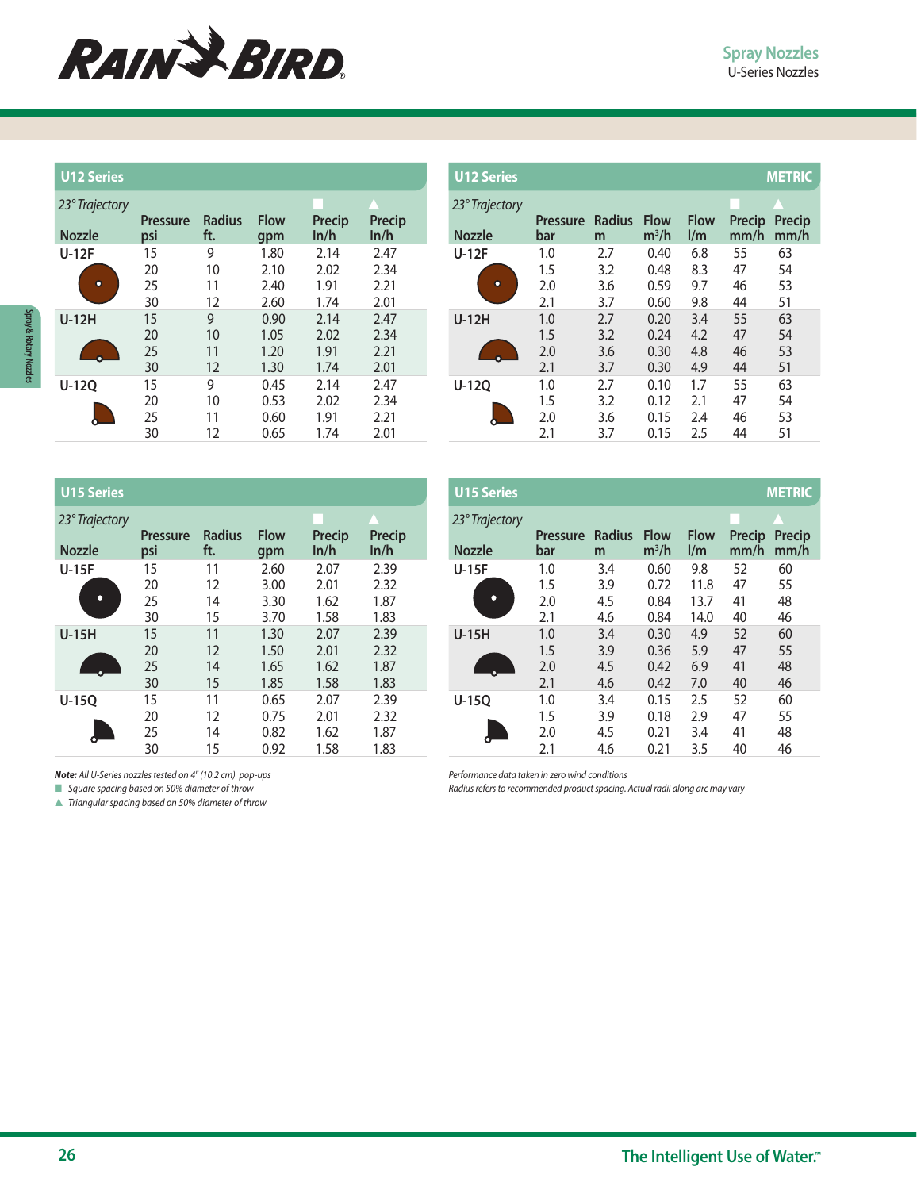# Spray Nozzles

U-Series Nozzles

## U12 Series

*23° Trajectory*

| Nozzle | Pressure psi | Radius ft. | Flow gpm | ■ Precip In/h | ▲ Precip In/h |
|---|---|---|---|---|---|
| U-12F | 15 | 9 | 1.80 | 2.14 | 2.47 |
| | 20 | 10 | 2.10 | 2.02 | 2.34 |
| | 25 | 11 | 2.40 | 1.91 | 2.21 |
| | 30 | 12 | 2.60 | 1.74 | 2.01 |
| U-12H | 15 | 9 | 0.90 | 2.14 | 2.47 |
| | 20 | 10 | 1.05 | 2.02 | 2.34 |
| | 25 | 11 | 1.20 | 1.91 | 2.21 |
| | 30 | 12 | 1.30 | 1.74 | 2.01 |
| U-12Q | 15 | 9 | 0.45 | 2.14 | 2.47 |
| | 20 | 10 | 0.53 | 2.02 | 2.34 |
| | 25 | 11 | 0.60 | 1.91 | 2.21 |
| | 30 | 12 | 0.65 | 1.74 | 2.01 |

## U12 Series — METRIC

*23° Trajectory*

| Nozzle | Pressure bar | Radius m | Flow $m^3/h$ | Flow l/m | ■ Precip mm/h | ▲ Precip mm/h |
|---|---|---|---|---|---|---|
| U-12F | 1.0 | 2.7 | 0.40 | 6.8 | 55 | 63 |
| | 1.5 | 3.2 | 0.48 | 8.3 | 47 | 54 |
| | 2.0 | 3.6 | 0.59 | 9.7 | 46 | 53 |
| | 2.1 | 3.7 | 0.60 | 9.8 | 44 | 51 |
| U-12H | 1.0 | 2.7 | 0.20 | 3.4 | 55 | 63 |
| | 1.5 | 3.2 | 0.24 | 4.2 | 47 | 54 |
| | 2.0 | 3.6 | 0.30 | 4.8 | 46 | 53 |
| | 2.1 | 3.7 | 0.30 | 4.9 | 44 | 51 |
| U-12Q | 1.0 | 2.7 | 0.10 | 1.7 | 55 | 63 |
| | 1.5 | 3.2 | 0.12 | 2.1 | 47 | 54 |
| | 2.0 | 3.6 | 0.15 | 2.4 | 46 | 53 |
| | 2.1 | 3.7 | 0.15 | 2.5 | 44 | 51 |

## U15 Series

*23° Trajectory*

| Nozzle | Pressure psi | Radius ft. | Flow gpm | ■ Precip In/h | ▲ Precip In/h |
|---|---|---|---|---|---|
| U-15F | 15 | 11 | 2.60 | 2.07 | 2.39 |
| | 20 | 12 | 3.00 | 2.01 | 2.32 |
| | 25 | 14 | 3.30 | 1.62 | 1.87 |
| | 30 | 15 | 3.70 | 1.58 | 1.83 |
| U-15H | 15 | 11 | 1.30 | 2.07 | 2.39 |
| | 20 | 12 | 1.50 | 2.01 | 2.32 |
| | 25 | 14 | 1.65 | 1.62 | 1.87 |
| | 30 | 15 | 1.85 | 1.58 | 1.83 |
| U-15Q | 15 | 11 | 0.65 | 2.07 | 2.39 |
| | 20 | 12 | 0.75 | 2.01 | 2.32 |
| | 25 | 14 | 0.82 | 1.62 | 1.87 |
| | 30 | 15 | 0.92 | 1.58 | 1.83 |

## U15 Series — METRIC

*23° Trajectory*

| Nozzle | Pressure bar | Radius m | Flow $m^3/h$ | Flow l/m | ■ Precip mm/h | ▲ Precip mm/h |
|---|---|---|---|---|---|---|
| U-15F | 1.0 | 3.4 | 0.60 | 9.8 | 52 | 60 |
| | 1.5 | 3.9 | 0.72 | 11.8 | 47 | 55 |
| | 2.0 | 4.5 | 0.84 | 13.7 | 41 | 48 |
| | 2.1 | 4.6 | 0.84 | 14.0 | 40 | 46 |
| U-15H | 1.0 | 3.4 | 0.30 | 4.9 | 52 | 60 |
| | 1.5 | 3.9 | 0.36 | 5.9 | 47 | 55 |
| | 2.0 | 4.5 | 0.42 | 6.9 | 41 | 48 |
| | 2.1 | 4.6 | 0.42 | 7.0 | 40 | 46 |
| U-15Q | 1.0 | 3.4 | 0.15 | 2.5 | 52 | 60 |
| | 1.5 | 3.9 | 0.18 | 2.9 | 47 | 55 |
| | 2.0 | 4.5 | 0.21 | 3.4 | 41 | 48 |
| | 2.1 | 4.6 | 0.21 | 3.5 | 40 | 46 |

***Note:*** *All U-Series nozzles tested on 4" (10.2 cm) pop-ups*

■ *Square spacing based on 50% diameter of throw*

▲ *Triangular spacing based on 50% diameter of throw*

*Performance data taken in zero wind conditions*

*Radius refers to recommended product spacing. Actual radii along arc may vary*

The Intelligent Use of Water.™